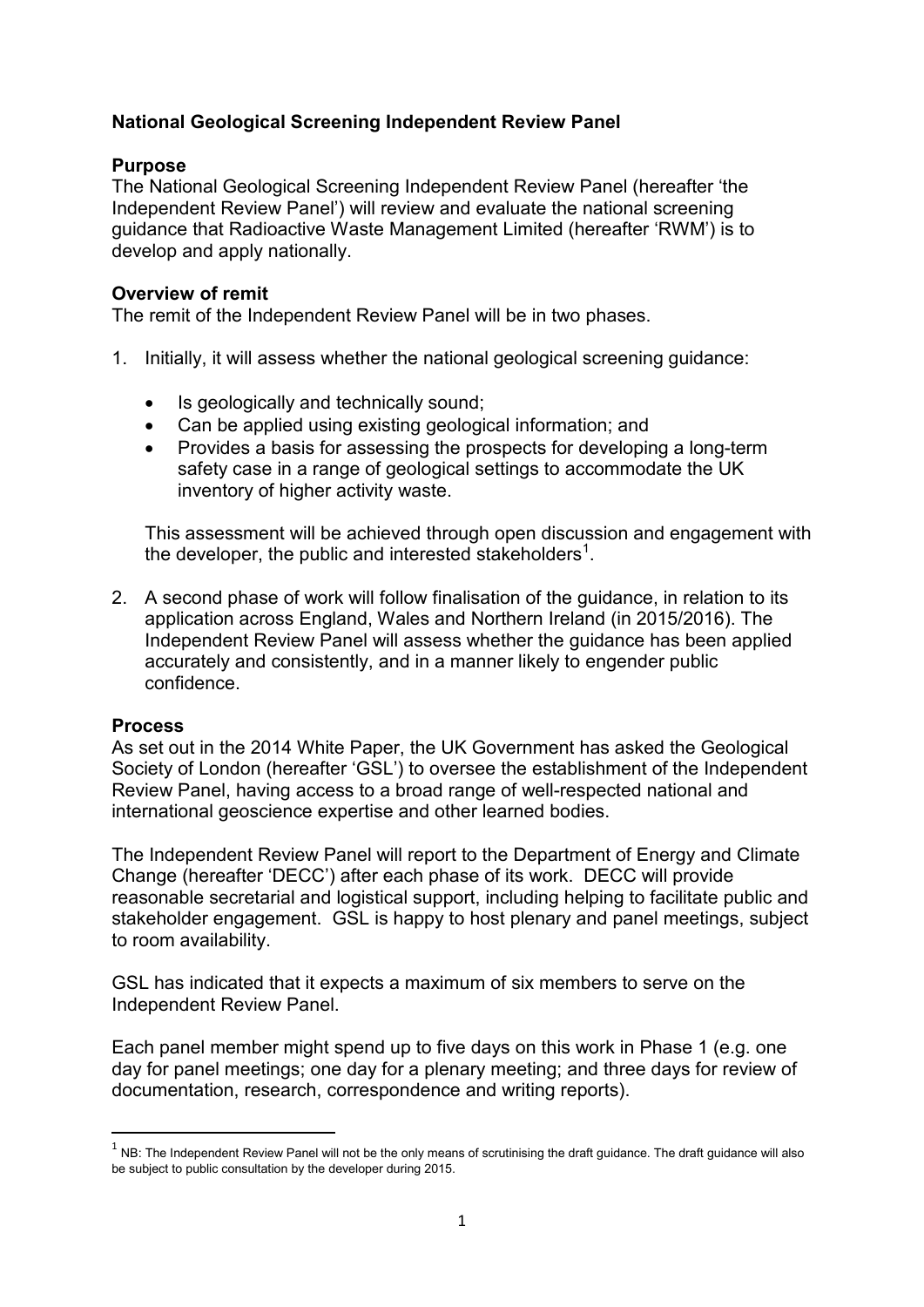## National Geological Screening Independent Review Panel

### Purpose

The National Geological Screening Independent Review Panel (hereafter 'the Independent Review Panel') will review and evaluate the national screening guidance that Radioactive Waste Management Limited (hereafter 'RWM') is to develop and apply nationally.

### Overview of remit

The remit of the Independent Review Panel will be in two phases.

1. Initially, it will assess whether the national geological screening guidance:

   - Is geologically and technically sound;
   - Can be applied using existing geological information; and
   - Provides a basis for assessing the prospects for developing a long-term safety case in a range of geological settings to accommodate the UK inventory of higher activity waste.

   This assessment will be achieved through open discussion and engagement with the developer, the public and interested stakeholders[1].

2. A second phase of work will follow finalisation of the guidance, in relation to its application across England, Wales and Northern Ireland (in 2015/2016). The Independent Review Panel will assess whether the guidance has been applied accurately and consistently, and in a manner likely to engender public confidence.

### Process

As set out in the 2014 White Paper, the UK Government has asked the Geological Society of London (hereafter 'GSL') to oversee the establishment of the Independent Review Panel, having access to a broad range of well-respected national and international geoscience expertise and other learned bodies.

The Independent Review Panel will report to the Department of Energy and Climate Change (hereafter 'DECC') after each phase of its work. DECC will provide reasonable secretarial and logistical support, including helping to facilitate public and stakeholder engagement. GSL is happy to host plenary and panel meetings, subject to room availability.

GSL has indicated that it expects a maximum of six members to serve on the Independent Review Panel.

Each panel member might spend up to five days on this work in Phase 1 (e.g. one day for panel meetings; one day for a plenary meeting; and three days for review of documentation, research, correspondence and writing reports).

---

[1] NB: The Independent Review Panel will not be the only means of scrutinising the draft guidance. The draft guidance will also be subject to public consultation by the developer during 2015.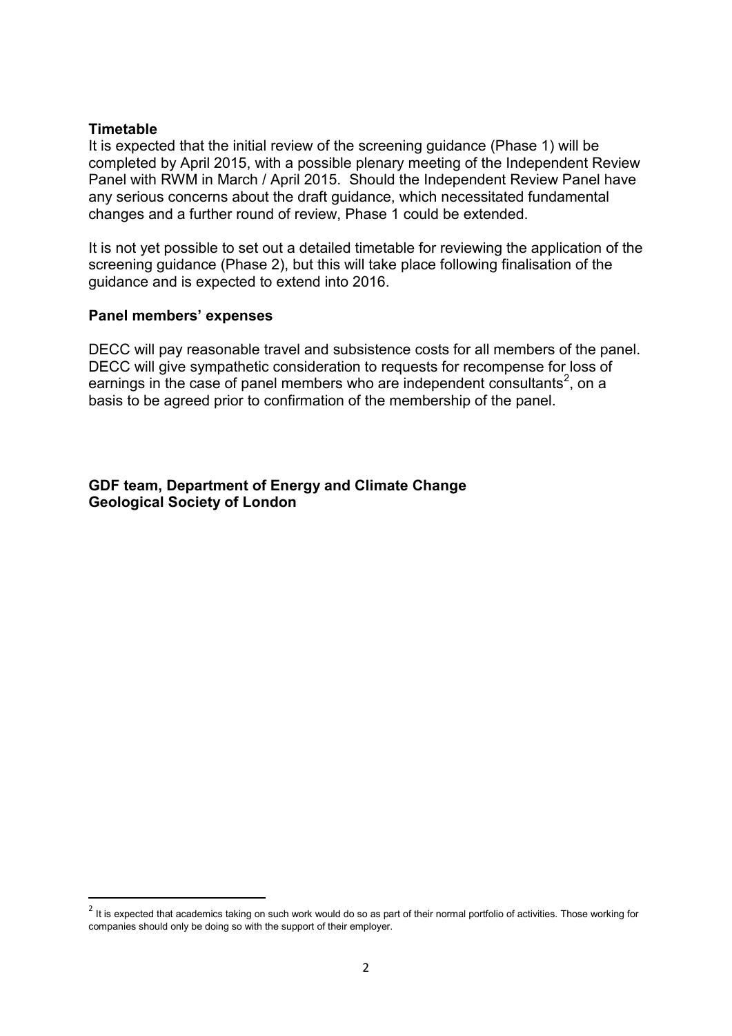**Timetable**

It is expected that the initial review of the screening guidance (Phase 1) will be completed by April 2015, with a possible plenary meeting of the Independent Review Panel with RWM in March / April 2015. Should the Independent Review Panel have any serious concerns about the draft guidance, which necessitated fundamental changes and a further round of review, Phase 1 could be extended.

It is not yet possible to set out a detailed timetable for reviewing the application of the screening guidance (Phase 2), but this will take place following finalisation of the guidance and is expected to extend into 2016.

**Panel members' expenses**

DECC will pay reasonable travel and subsistence costs for all members of the panel. DECC will give sympathetic consideration to requests for recompense for loss of earnings in the case of panel members who are independent consultants[2], on a basis to be agreed prior to confirmation of the membership of the panel.

**GDF team, Department of Energy and Climate Change**
**Geological Society of London**

[2] It is expected that academics taking on such work would do so as part of their normal portfolio of activities. Those working for companies should only be doing so with the support of their employer.